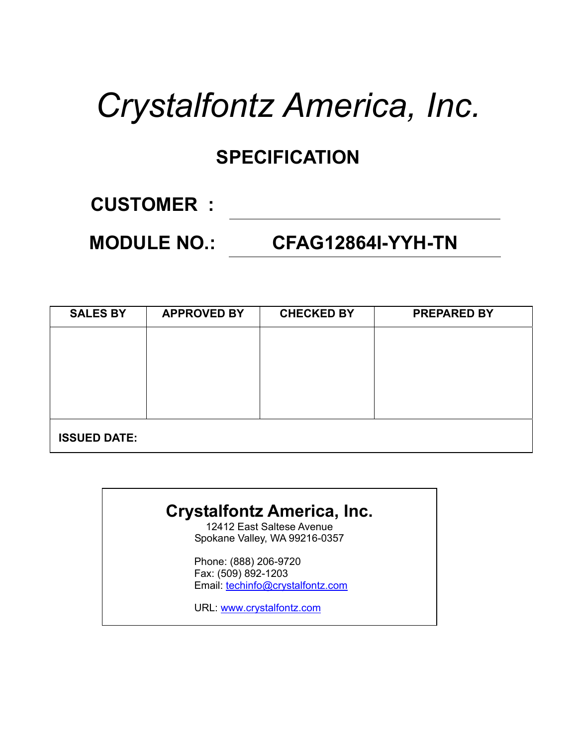# *Crystalfontz America, Inc.*

## SPECIFICATION

**CUSTOMER :** ______________________________

**MODULE NO.:** **CFAG12864I-YYH-TN**

| SALES BY | APPROVED BY | CHECKED BY | PREPARED BY |
|---|---|---|---|
| | | | |
| **ISSUED DATE:** | | | |

**Crystalfontz America, Inc.**
12412 East Saltese Avenue
Spokane Valley, WA 99216-0357

Phone: (888) 206-9720
Fax: (509) 892-1203
Email: techinfo@crystalfontz.com

URL: www.crystalfontz.com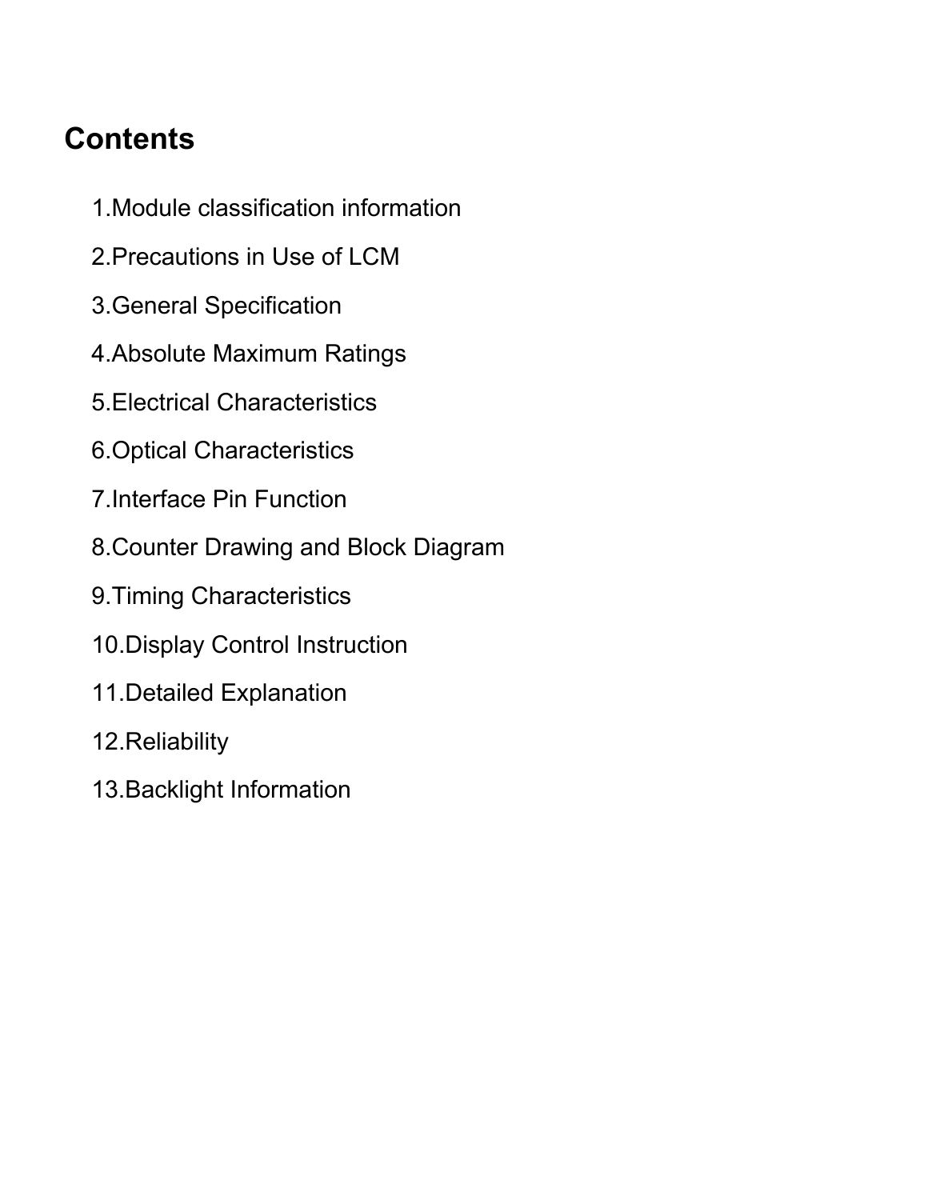# Contents

1.Module classification information

2.Precautions in Use of LCM

3.General Specification

4.Absolute Maximum Ratings

5.Electrical Characteristics

6.Optical Characteristics

7.Interface Pin Function

8.Counter Drawing and Block Diagram

9.Timing Characteristics

10.Display Control Instruction

11.Detailed Explanation

12.Reliability

13.Backlight Information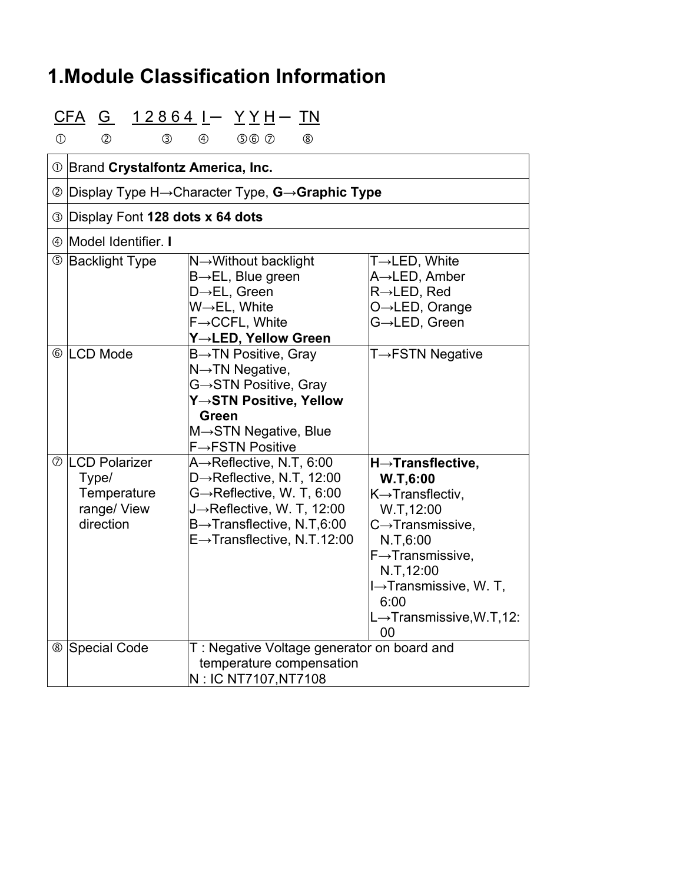# 1.Module Classification Information

CFA G 1 2 8 6 4 I ─ Y Y H ─ TN

① ② ③ ④ ⑤⑥ ⑦ ⑧

| | | | |
|---|---|---|---|
| ① | Brand **Crystalfontz America, Inc.** | | |
| ② | Display Type H→Character Type, **G→Graphic Type** | | |
| ③ | Display Font **128 dots x 64 dots** | | |
| ④ | Model Identifier. **I** | | |
| ⑤ | Backlight Type | N→Without backlight<br>B→EL, Blue green<br>D→EL, Green<br>W→EL, White<br>F→CCFL, White<br>**Y→LED, Yellow Green** | T→LED, White<br>A→LED, Amber<br>R→LED, Red<br>O→LED, Orange<br>G→LED, Green |
| ⑥ | LCD Mode | B→TN Positive, Gray<br>N→TN Negative,<br>G→STN Positive, Gray<br>**Y→STN Positive, Yellow Green**<br>M→STN Negative, Blue<br>F→FSTN Positive | T→FSTN Negative |
| ⑦ | LCD Polarizer Type/ Temperature range/ View direction | A→Reflective, N.T, 6:00<br>D→Reflective, N.T, 12:00<br>G→Reflective, W. T, 6:00<br>J→Reflective, W. T, 12:00<br>B→Transflective, N.T,6:00<br>E→Transflective, N.T.12:00 | **H→Transflective, W.T,6:00**<br>K→Transflectiv, W.T,12:00<br>C→Transmissive, N.T,6:00<br>F→Transmissive, N.T,12:00<br>I→Transmissive, W. T, 6:00<br>L→Transmissive,W.T,12:00 |
| ⑧ | Special Code | T : Negative Voltage generator on board and temperature compensation<br>N : IC NT7107,NT7108 | |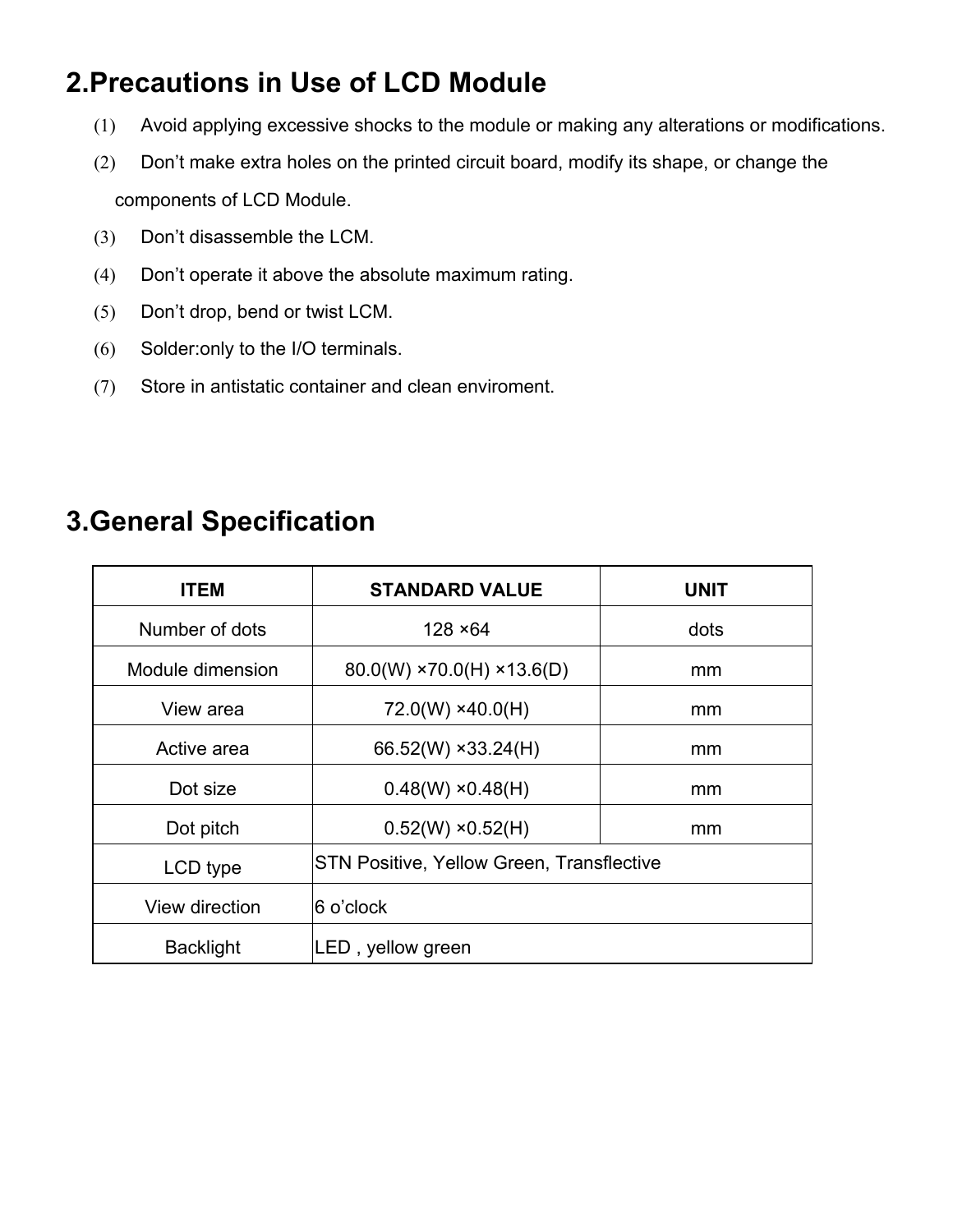## 2.Precautions in Use of LCD Module

(1) Avoid applying excessive shocks to the module or making any alterations or modifications.

(2) Don't make extra holes on the printed circuit board, modify its shape, or change the components of LCD Module.

(3) Don't disassemble the LCM.

(4) Don't operate it above the absolute maximum rating.

(5) Don't drop, bend or twist LCM.

(6) Solder:only to the I/O terminals.

(7) Store in antistatic container and clean enviroment.

## 3.General Specification

| ITEM | STANDARD VALUE | UNIT |
|---|---|---|
| Number of dots | 128 ×64 | dots |
| Module dimension | 80.0(W) ×70.0(H) ×13.6(D) | mm |
| View area | 72.0(W) ×40.0(H) | mm |
| Active area | 66.52(W) ×33.24(H) | mm |
| Dot size | 0.48(W) ×0.48(H) | mm |
| Dot pitch | 0.52(W) ×0.52(H) | mm |
| LCD type | STN Positive, Yellow Green, Transflective | |
| View direction | 6 o'clock | |
| Backlight | LED , yellow green | |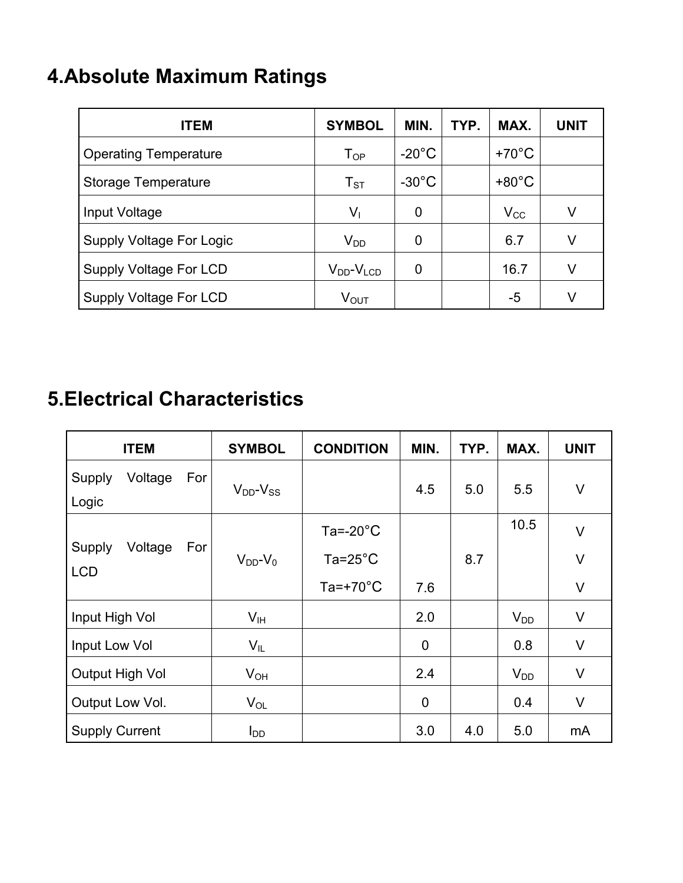# 4.Absolute Maximum Ratings

| ITEM | SYMBOL | MIN. | TYP. | MAX. | UNIT |
|---|---|---|---|---|---|
| Operating Temperature | $T_{OP}$ | -20°C | | +70°C | |
| Storage Temperature | $T_{ST}$ | -30°C | | +80°C | |
| Input Voltage | $V_I$ | 0 | | $V_{CC}$ | V |
| Supply Voltage For Logic | $V_{DD}$ | 0 | | 6.7 | V |
| Supply Voltage For LCD | $V_{DD}$-$V_{LCD}$ | 0 | | 16.7 | V |
| Supply Voltage For LCD | $V_{OUT}$ | | | -5 | V |

# 5.Electrical Characteristics

| ITEM | SYMBOL | CONDITION | MIN. | TYP. | MAX. | UNIT |
|---|---|---|---|---|---|---|
| Supply Voltage For Logic | $V_{DD}$-$V_{SS}$ | | 4.5 | 5.0 | 5.5 | V |
| Supply Voltage For LCD | $V_{DD}$-$V_0$ | Ta=-20°C | | | 10.5 | V |
| | | Ta=25°C | | 8.7 | | V |
| | | Ta=+70°C | 7.6 | | | V |
| Input High Vol | $V_{IH}$ | | 2.0 | | $V_{DD}$ | V |
| Input Low Vol | $V_{IL}$ | | 0 | | 0.8 | V |
| Output High Vol | $V_{OH}$ | | 2.4 | | $V_{DD}$ | V |
| Output Low Vol. | $V_{OL}$ | | 0 | | 0.4 | V |
| Supply Current | $I_{DD}$ | | 3.0 | 4.0 | 5.0 | mA |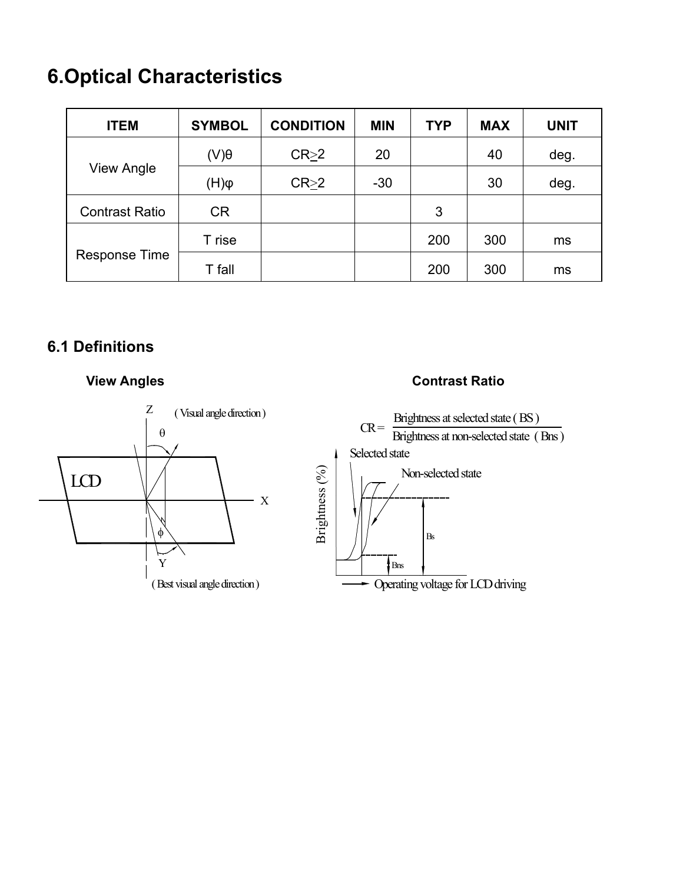# 6.Optical Characteristics

| ITEM | SYMBOL | CONDITION | MIN | TYP | MAX | UNIT |
|---|---|---|---|---|---|---|
| View Angle | (V)θ | CR≥2 | 20 | | 40 | deg. |
| | (H)φ | CR≥2 | -30 | | 30 | deg. |
| Contrast Ratio | CR | | | 3 | | |
| Response Time | T rise | | | 200 | 300 | ms |
| | T fall | | | 200 | 300 | ms |

## 6.1 Definitions

**View Angles**

**Contrast Ratio**

$$CR = \frac{\text{Brightness at selected state (BS)}}{\text{Brightness at non-selected state (Bns)}}$$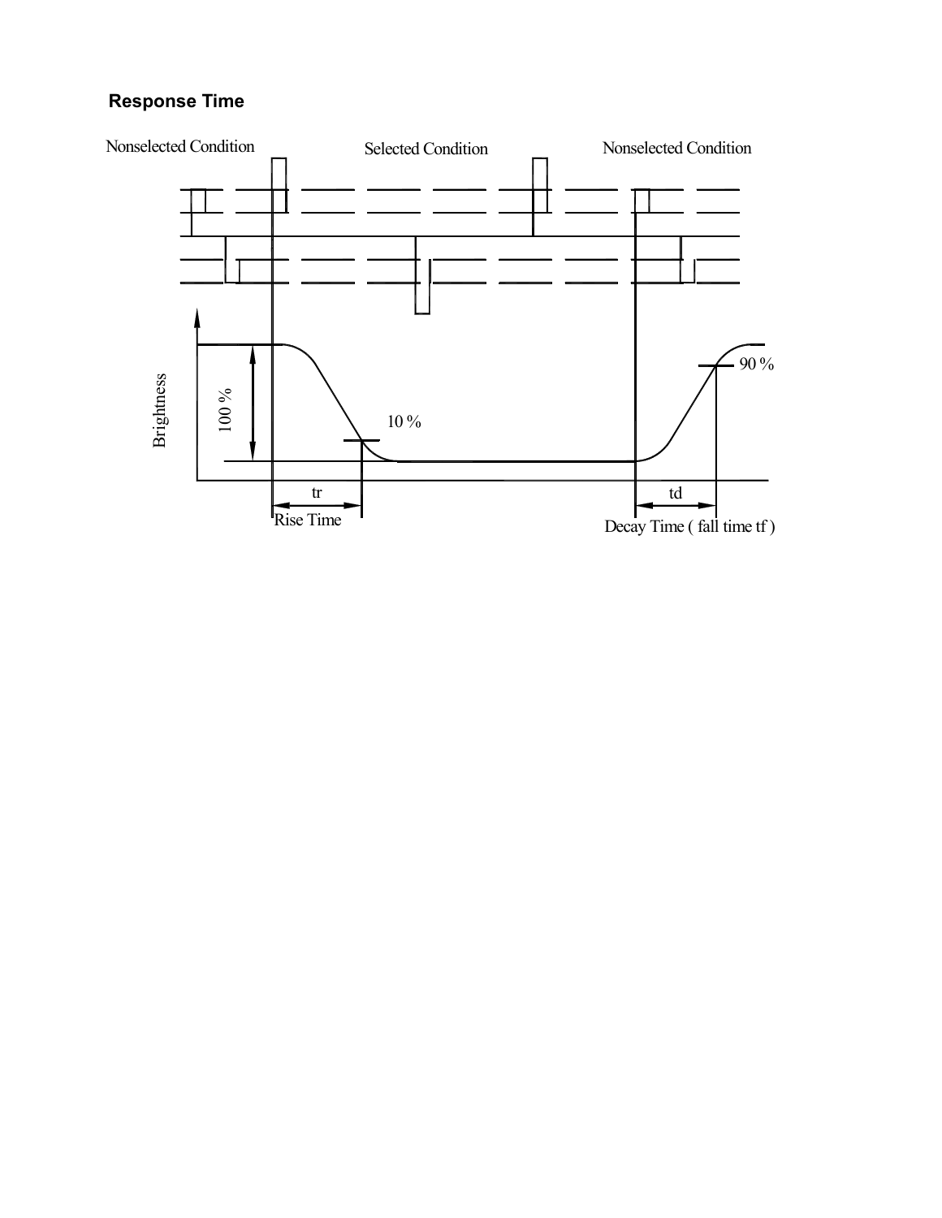## Response Time

Nonselected Condition

Selected Condition

Nonselected Condition

Brightness

100 %

10 %

90 %

tr

Rise Time

td

Decay Time ( fall time tf )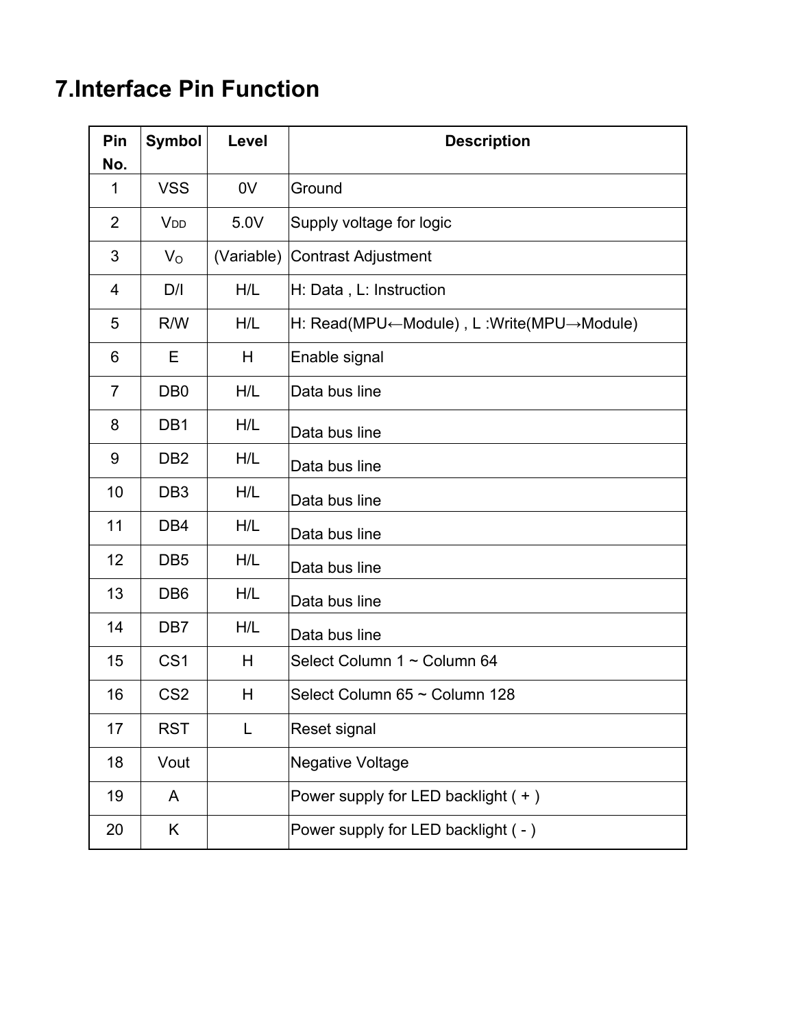# 7.Interface Pin Function

| Pin No. | Symbol | Level | Description |
|---|---|---|---|
| 1 | VSS | 0V | Ground |
| 2 | $V_{DD}$ | 5.0V | Supply voltage for logic |
| 3 | $V_O$ | (Variable) | Contrast Adjustment |
| 4 | D/I | H/L | H: Data , L: Instruction |
| 5 | R/W | H/L | H: Read(MPU←Module) , L :Write(MPU→Module) |
| 6 | E | H | Enable signal |
| 7 | DB0 | H/L | Data bus line |
| 8 | DB1 | H/L | Data bus line |
| 9 | DB2 | H/L | Data bus line |
| 10 | DB3 | H/L | Data bus line |
| 11 | DB4 | H/L | Data bus line |
| 12 | DB5 | H/L | Data bus line |
| 13 | DB6 | H/L | Data bus line |
| 14 | DB7 | H/L | Data bus line |
| 15 | CS1 | H | Select Column 1 ~ Column 64 |
| 16 | CS2 | H | Select Column 65 ~ Column 128 |
| 17 | RST | L | Reset signal |
| 18 | Vout | | Negative Voltage |
| 19 | A | | Power supply for LED backlight ( + ) |
| 20 | K | | Power supply for LED backlight ( - ) |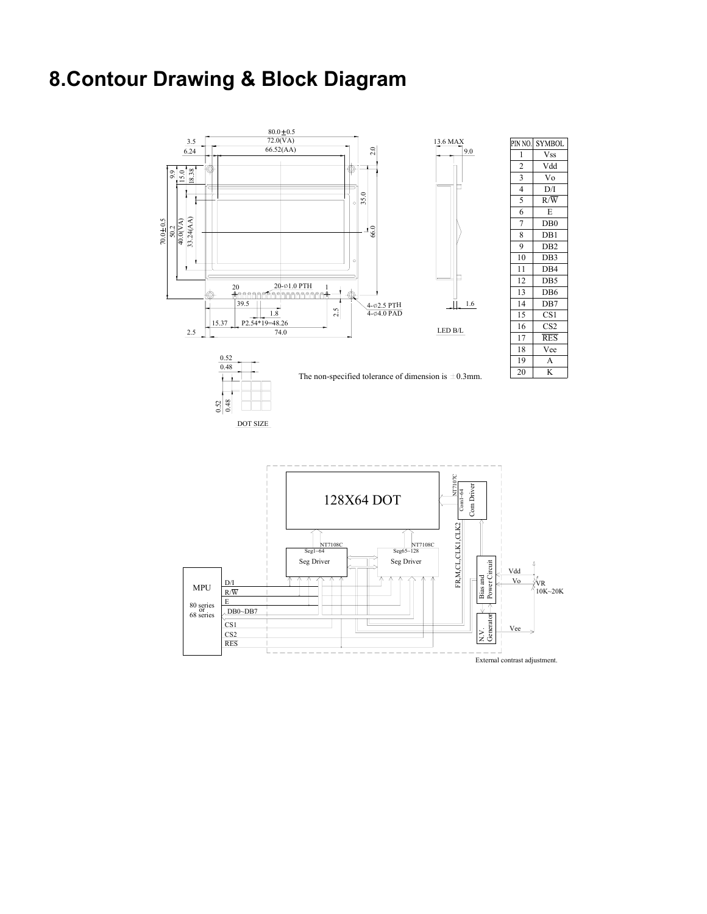# 8.Contour Drawing & Block Diagram

The non-specified tolerance of dimension is ±0.3mm.

| PIN NO. | SYMBOL |
|---|---|
| 1 | Vss |
| 2 | Vdd |
| 3 | Vo |
| 4 | D/I |
| 5 | R/W̄ |
| 6 | E |
| 7 | DB0 |
| 8 | DB1 |
| 9 | DB2 |
| 10 | DB3 |
| 11 | DB4 |
| 12 | DB5 |
| 13 | DB6 |
| 14 | DB7 |
| 15 | CS1 |
| 16 | CS2 |
| 17 | R̄ĒS̄ |
| 18 | Vee |
| 19 | A |
| 20 | K |

DOT SIZE

LED B/L

External contrast adjustment.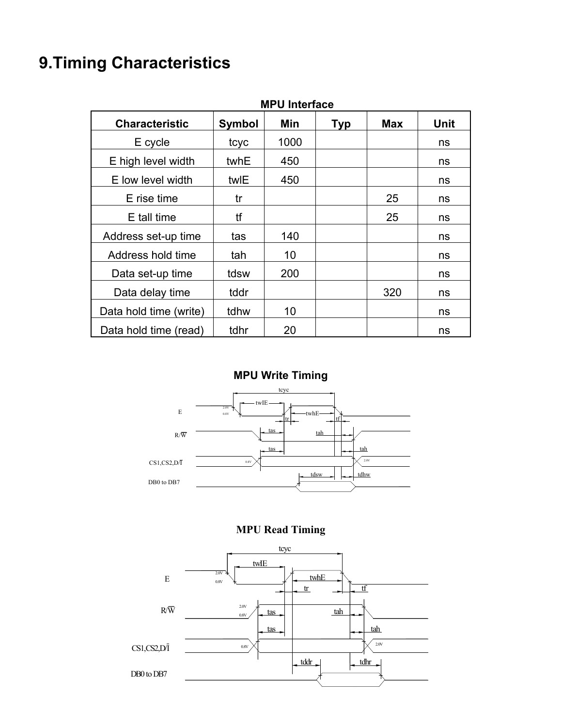# 9.Timing Characteristics

**MPU Interface**

| Characteristic | Symbol | Min | Typ | Max | Unit |
|---|---|---|---|---|---|
| E cycle | tcyc | 1000 | | | ns |
| E high level width | twhE | 450 | | | ns |
| E low level width | twlE | 450 | | | ns |
| E rise time | tr | | | 25 | ns |
| E tall time | tf | | | 25 | ns |
| Address set-up time | tas | 140 | | | ns |
| Address hold time | tah | 10 | | | ns |
| Data set-up time | tdsw | 200 | | | ns |
| Data delay time | tddr | | | 320 | ns |
| Data hold time (write) | tdhw | 10 | | | ns |
| Data hold time (read) | tdhr | 20 | | | ns |

**MPU Write Timing**

tcyc, twlE, twhE, tr, tf, tas, tah, tdsw, tdhw

E, R/W, CS1,CS2,D/I, DB0 to DB7

**MPU Read Timing**

tcyc, twlE, twhE, tr, tf, tas, tah, tddr, tdhr

E, R/W, CS1,CS2,D/I, DB0 to DB7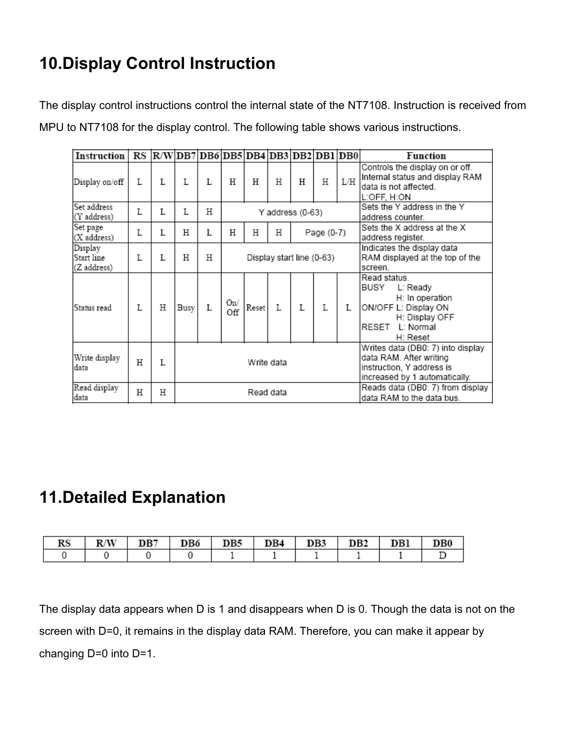## 10.Display Control Instruction

The display control instructions control the internal state of the NT7108. Instruction is received from MPU to NT7108 for the display control. The following table shows various instructions.

| Instruction | RS | R/W | DB7 | DB6 | DB5 | DB4 | DB3 | DB2 | DB1 | DB0 | Function |
|---|---|---|---|---|---|---|---|---|---|---|---|
| Display on/off | L | L | L | L | H | H | H | H | H | L/H | Controls the display on or off. Internal status and display RAM data is not affected. L:OFF, H:ON |
| Set address (Y address) | L | L | L | H | Y address (0-63) | | | | | | Sets the Y address in the Y address counter. |
| Set page (X address) | L | L | H | L | H | H | H | Page (0-7) | | | Sets the X address at the X address register. |
| Display Start line (Z address) | L | L | H | H | Display start line (0-63) | | | | | | Indicates the display data RAM displayed at the top of the screen. |
| Status read | L | H | Busy | L | On/ Off | Reset | L | L | L | L | Read status. BUSY L: Ready H: In operation ON/OFF L: Display ON H: Display OFF RESET L: Normal H: Reset |
| Write display data | H | L | Write data | | | | | | | | Writes data (DB0: 7) into display data RAM. After writing instruction, Y address is increased by 1 automatically. |
| Read display data | H | H | Read data | | | | | | | | Reads data (DB0: 7) from display data RAM to the data bus. |

## 11.Detailed Explanation

| RS | R/W | DB7 | DB6 | DB5 | DB4 | DB3 | DB2 | DB1 | DB0 |
|---|---|---|---|---|---|---|---|---|---|
| 0 | 0 | 0 | 0 | 1 | 1 | 1 | 1 | 1 | D |

The display data appears when D is 1 and disappears when D is 0. Though the data is not on the screen with D=0, it remains in the display data RAM. Therefore, you can make it appear by changing D=0 into D=1.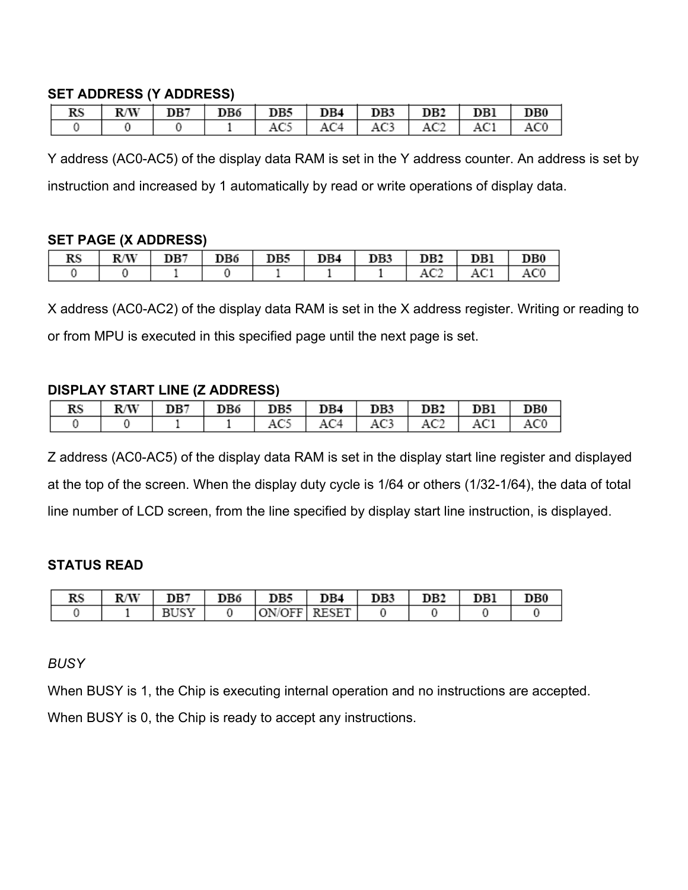**SET ADDRESS (Y ADDRESS)**

| RS | R/W | DB7 | DB6 | DB5 | DB4 | DB3 | DB2 | DB1 | DB0 |
|---|---|---|---|---|---|---|---|---|---|
| 0 | 0 | 0 | 1 | AC5 | AC4 | AC3 | AC2 | AC1 | AC0 |

Y address (AC0-AC5) of the display data RAM is set in the Y address counter. An address is set by instruction and increased by 1 automatically by read or write operations of display data.

**SET PAGE (X ADDRESS)**

| RS | R/W | DB7 | DB6 | DB5 | DB4 | DB3 | DB2 | DB1 | DB0 |
|---|---|---|---|---|---|---|---|---|---|
| 0 | 0 | 1 | 0 | 1 | 1 | 1 | AC2 | AC1 | AC0 |

X address (AC0-AC2) of the display data RAM is set in the X address register. Writing or reading to or from MPU is executed in this specified page until the next page is set.

**DISPLAY START LINE (Z ADDRESS)**

| RS | R/W | DB7 | DB6 | DB5 | DB4 | DB3 | DB2 | DB1 | DB0 |
|---|---|---|---|---|---|---|---|---|---|
| 0 | 0 | 1 | 1 | AC5 | AC4 | AC3 | AC2 | AC1 | AC0 |

Z address (AC0-AC5) of the display data RAM is set in the display start line register and displayed at the top of the screen. When the display duty cycle is 1/64 or others (1/32-1/64), the data of total line number of LCD screen, from the line specified by display start line instruction, is displayed.

**STATUS READ**

| RS | R/W | DB7 | DB6 | DB5 | DB4 | DB3 | DB2 | DB1 | DB0 |
|---|---|---|---|---|---|---|---|---|---|
| 0 | 1 | BUSY | 0 | ON/OFF | RESET | 0 | 0 | 0 | 0 |

*BUSY*

When BUSY is 1, the Chip is executing internal operation and no instructions are accepted.

When BUSY is 0, the Chip is ready to accept any instructions.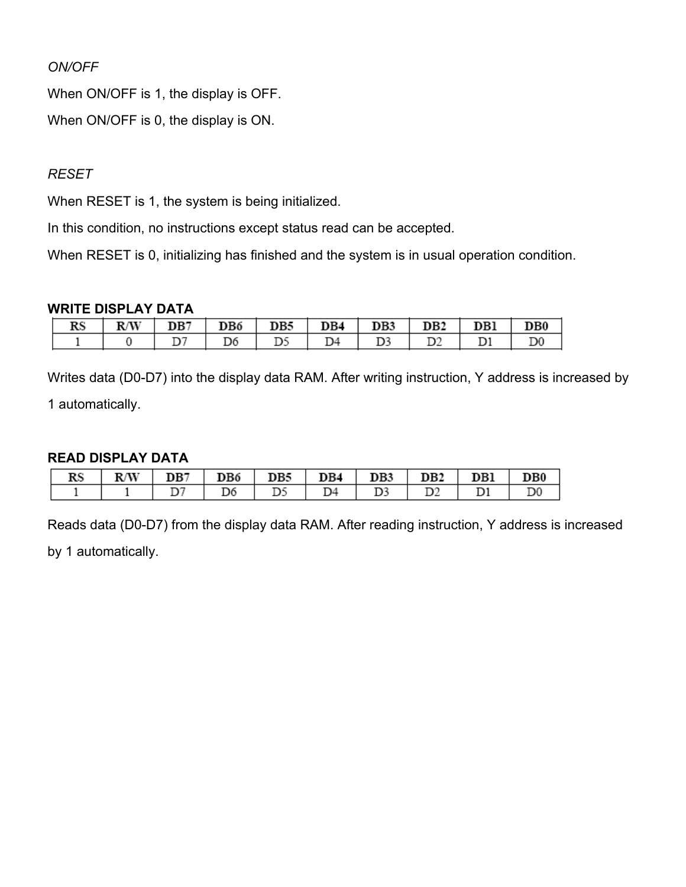*ON/OFF*

When ON/OFF is 1, the display is OFF.

When ON/OFF is 0, the display is ON.

*RESET*

When RESET is 1, the system is being initialized.

In this condition, no instructions except status read can be accepted.

When RESET is 0, initializing has finished and the system is in usual operation condition.

**WRITE DISPLAY DATA**

| RS | R/W | DB7 | DB6 | DB5 | DB4 | DB3 | DB2 | DB1 | DB0 |
|---|---|---|---|---|---|---|---|---|---|
| 1 | 0 | D7 | D6 | D5 | D4 | D3 | D2 | D1 | D0 |

Writes data (D0-D7) into the display data RAM. After writing instruction, Y address is increased by 1 automatically.

**READ DISPLAY DATA**

| RS | R/W | DB7 | DB6 | DB5 | DB4 | DB3 | DB2 | DB1 | DB0 |
|---|---|---|---|---|---|---|---|---|---|
| 1 | 1 | D7 | D6 | D5 | D4 | D3 | D2 | D1 | D0 |

Reads data (D0-D7) from the display data RAM. After reading instruction, Y address is increased by 1 automatically.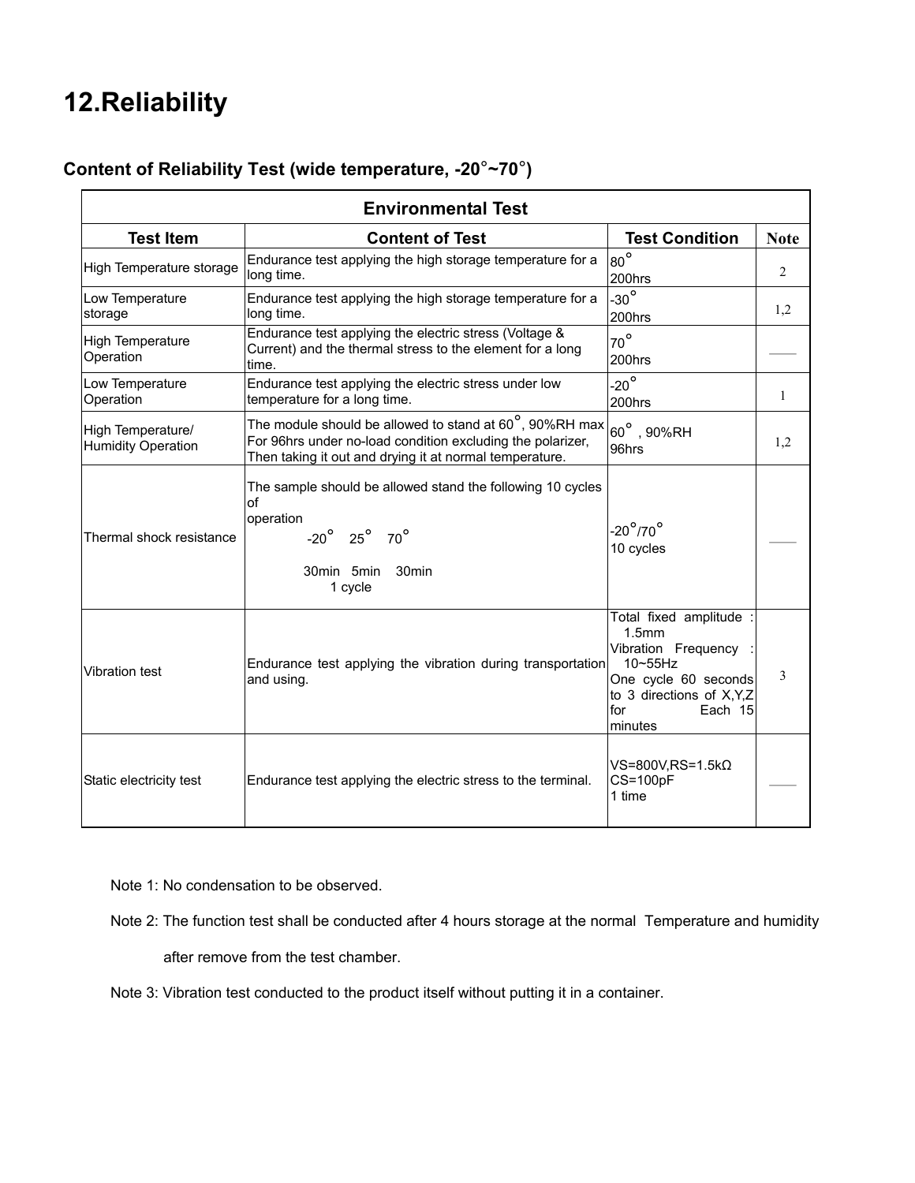# 12.Reliability

## Content of Reliability Test (wide temperature, -20°~70°)

| Environmental Test | | | |
|---|---|---|---|
| **Test Item** | **Content of Test** | **Test Condition** | **Note** |
| High Temperature storage | Endurance test applying the high storage temperature for a long time. | 80°<br>200hrs | 2 |
| Low Temperature storage | Endurance test applying the high storage temperature for a long time. | -30°<br>200hrs | 1,2 |
| High Temperature Operation | Endurance test applying the electric stress (Voltage & Current) and the thermal stress to the element for a long time. | 70°<br>200hrs | —— |
| Low Temperature Operation | Endurance test applying the electric stress under low temperature for a long time. | -20°<br>200hrs | 1 |
| High Temperature/ Humidity Operation | The module should be allowed to stand at 60°, 90%RH max For 96hrs under no-load condition excluding the polarizer, Then taking it out and drying it at normal temperature. | 60° , 90%RH<br>96hrs | 1,2 |
| Thermal shock resistance | The sample should be allowed stand the following 10 cycles of operation<br>-20° 25° 70°<br>30min 5min 30min<br>1 cycle | -20°/70°<br>10 cycles | —— |
| Vibration test | Endurance test applying the vibration during transportation and using. | Total fixed amplitude : 1.5mm<br>Vibration Frequency : 10~55Hz<br>One cycle 60 seconds to 3 directions of X,Y,Z for Each 15 minutes | 3 |
| Static electricity test | Endurance test applying the electric stress to the terminal. | VS=800V,RS=1.5kΩ<br>CS=100pF<br>1 time | —— |

Note 1: No condensation to be observed.

Note 2: The function test shall be conducted after 4 hours storage at the normal Temperature and humidity after remove from the test chamber.

Note 3: Vibration test conducted to the product itself without putting it in a container.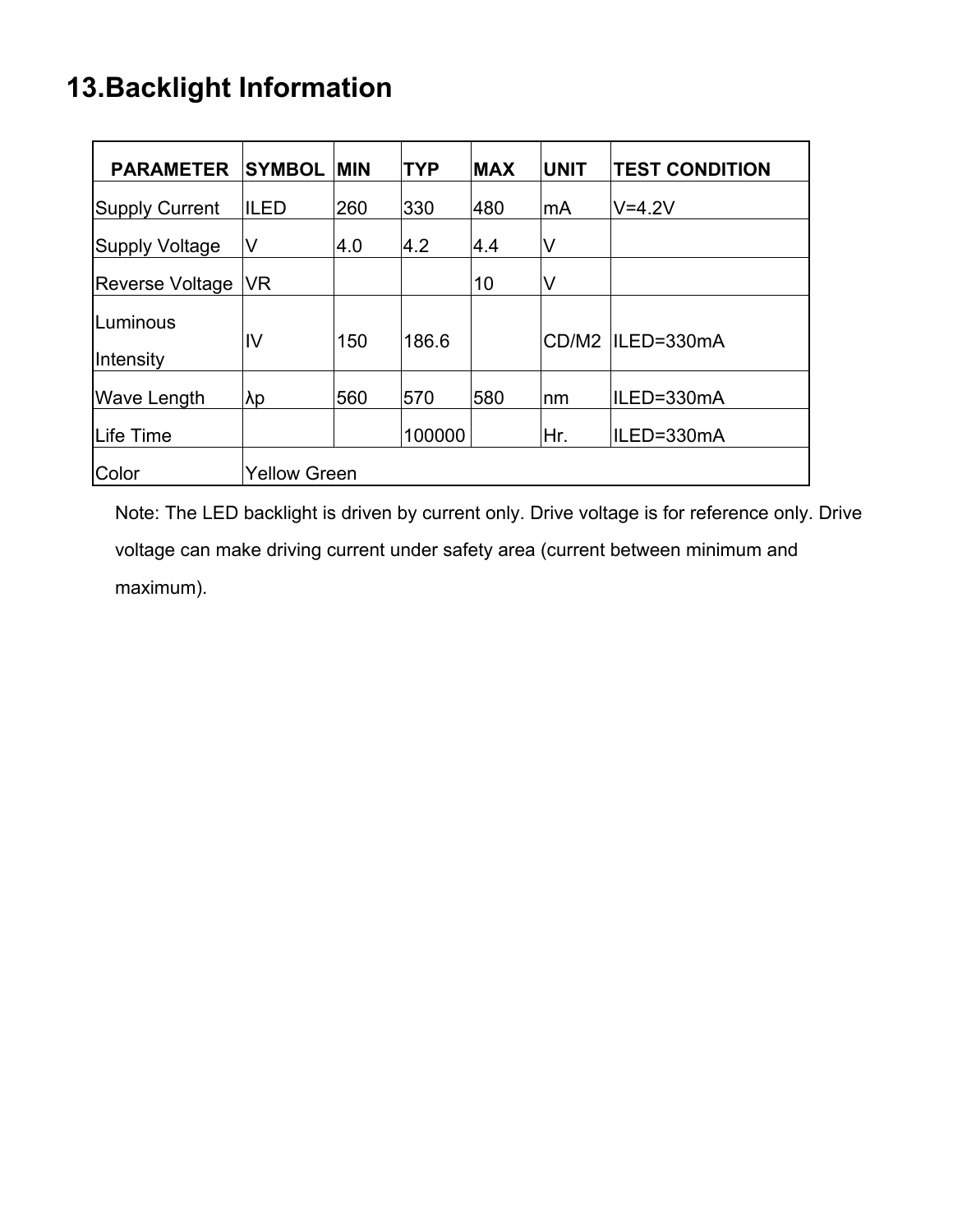# 13.Backlight Information

| PARAMETER | SYMBOL | MIN | TYP | MAX | UNIT | TEST CONDITION |
|---|---|---|---|---|---|---|
| Supply Current | ILED | 260 | 330 | 480 | mA | V=4.2V |
| Supply Voltage | V | 4.0 | 4.2 | 4.4 | V | |
| Reverse Voltage | VR | | | 10 | V | |
| Luminous Intensity | IV | 150 | 186.6 | | CD/M2 | ILED=330mA |
| Wave Length | λp | 560 | 570 | 580 | nm | ILED=330mA |
| Life Time | | | 100000 | | Hr. | ILED=330mA |
| Color | Yellow Green | | | | | |

Note: The LED backlight is driven by current only. Drive voltage is for reference only. Drive voltage can make driving current under safety area (current between minimum and maximum).